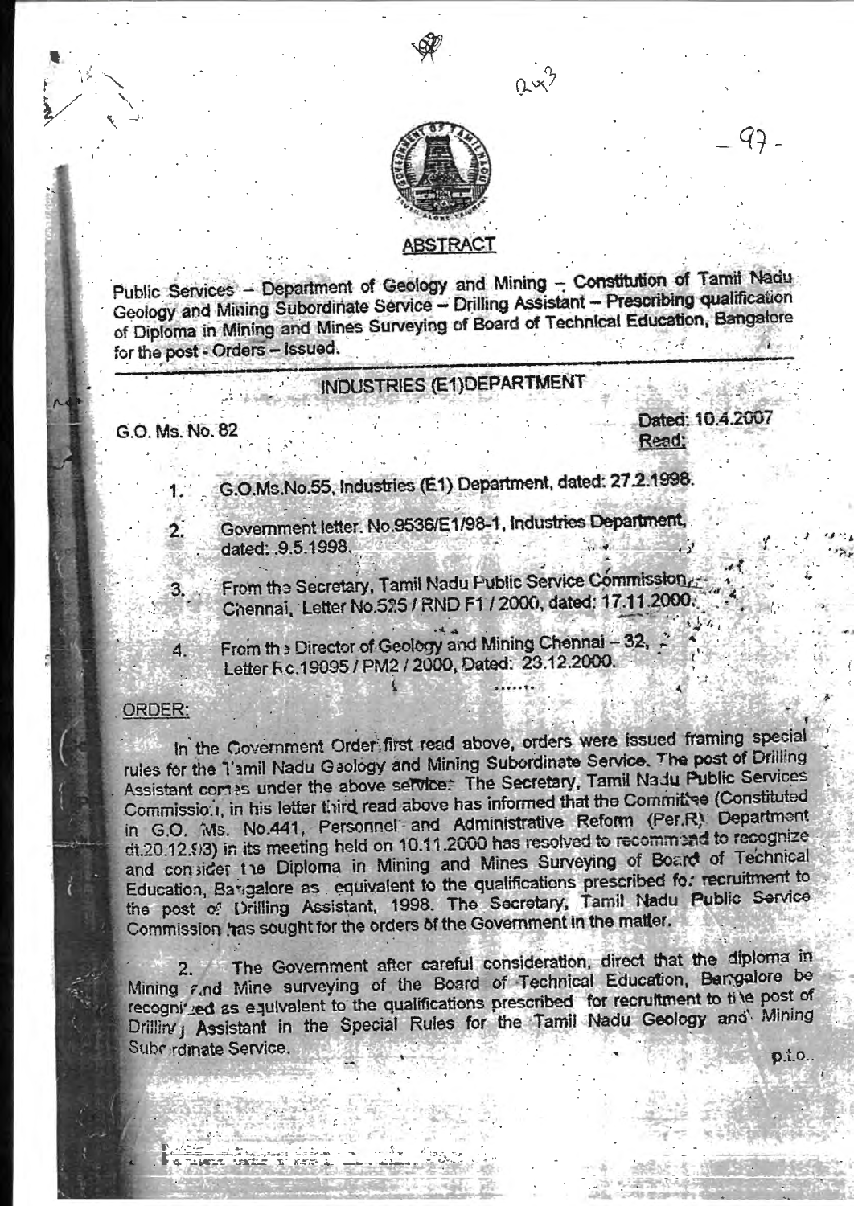## ABSTRACT

Public Services – Department of Geology and Mining – Constitution of Tamil Nadu Geology and Mining Subordinate Service – Drilling Assistant – Prescribing qualification of Diploma in Mining and Mines Surveying of Board of Technical Education, Bangalore for the post - Orders – Issued.

### INDUSTRIES (E1)DEPARTMENT

G.O. Ms. No. 82 Dated: 10.4.2007

Read:

1. G.O.Ms.No.55, Industries (E1) Department, dated: 27.2.1998.
2. Government letter. No.9536/E1/98-1, Industries Department, dated: .9.5.1998.
3. From the Secretary, Tamil Nadu Public Service Commission, Chennai, Letter No.525 / RND F1 / 2000, dated: 17.11.2000.
4. From the Director of Geology and Mining Chennai – 32, Letter Rc.19095 / PM2 / 2000, Dated: 23.12.2000.

.......

ORDER:

In the Government Order first read above, orders were issued framing special rules for the Tamil Nadu Geology and Mining Subordinate Service. The post of Drilling Assistant comes under the above service. The Secretary, Tamil Nadu Public Services Commission, in his letter third read above has informed that the Committee (Constituted in G.O. Ms. No.441, Personnel and Administrative Reform (Per.R) Department dt.20.12.93) in its meeting held on 10.11.2000 has resolved to recommend to recognize and consider the Diploma in Mining and Mines Surveying of Board of Technical Education, Bangalore as equivalent to the qualifications prescribed for recruitment to the post of Drilling Assistant, 1998. The Secretary, Tamil Nadu Public Service Commission has sought for the orders of the Government in the matter.

2. The Government after careful consideration, direct that the diploma in Mining and Mine surveying of the Board of Technical Education, Bangalore be recognized as equivalent to the qualifications prescribed for recruitment to the post of Drilling Assistant in the Special Rules for the Tamil Nadu Geology and Mining Subordinate Service.

p.t.o..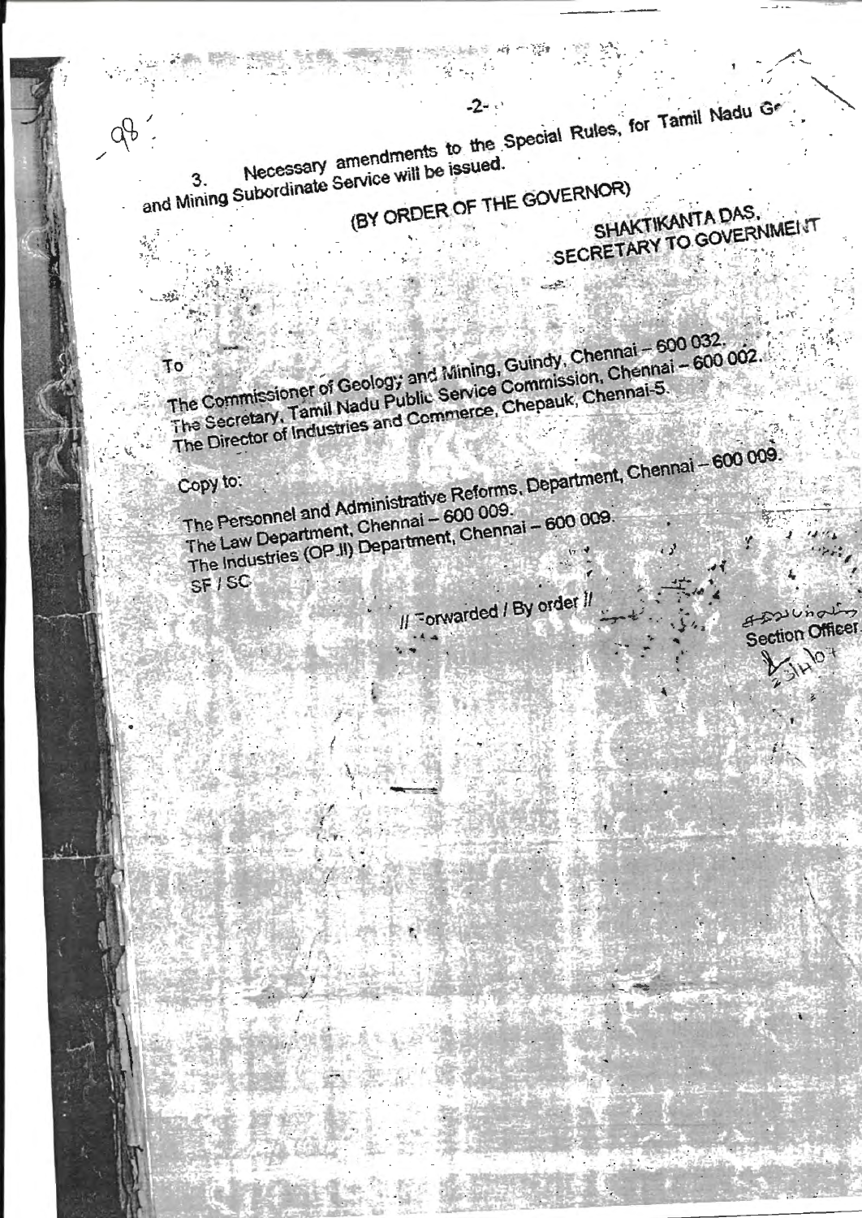3. Necessary amendments to the Special Rules, for Tamil Nadu Ge... and Mining Subordinate Service will be issued.

(BY ORDER OF THE GOVERNOR)

SHAKTIKANTA DAS,
SECRETARY TO GOVERNMENT

To

The Commissioner of Geology and Mining, Guindy, Chennai – 600 032.
The Secretary, Tamil Nadu Public Service Commission, Chennai – 600 002.
The Director of Industries and Commerce, Chepauk, Chennai-5.

Copy to:

The Personnel and Administrative Reforms, Department, Chennai – 600 009.
The Law Department, Chennai – 600 009.
The Industries (OP.II) Department, Chennai – 600 009.
SF / SC

// Forwarded / By order //

Section Officer